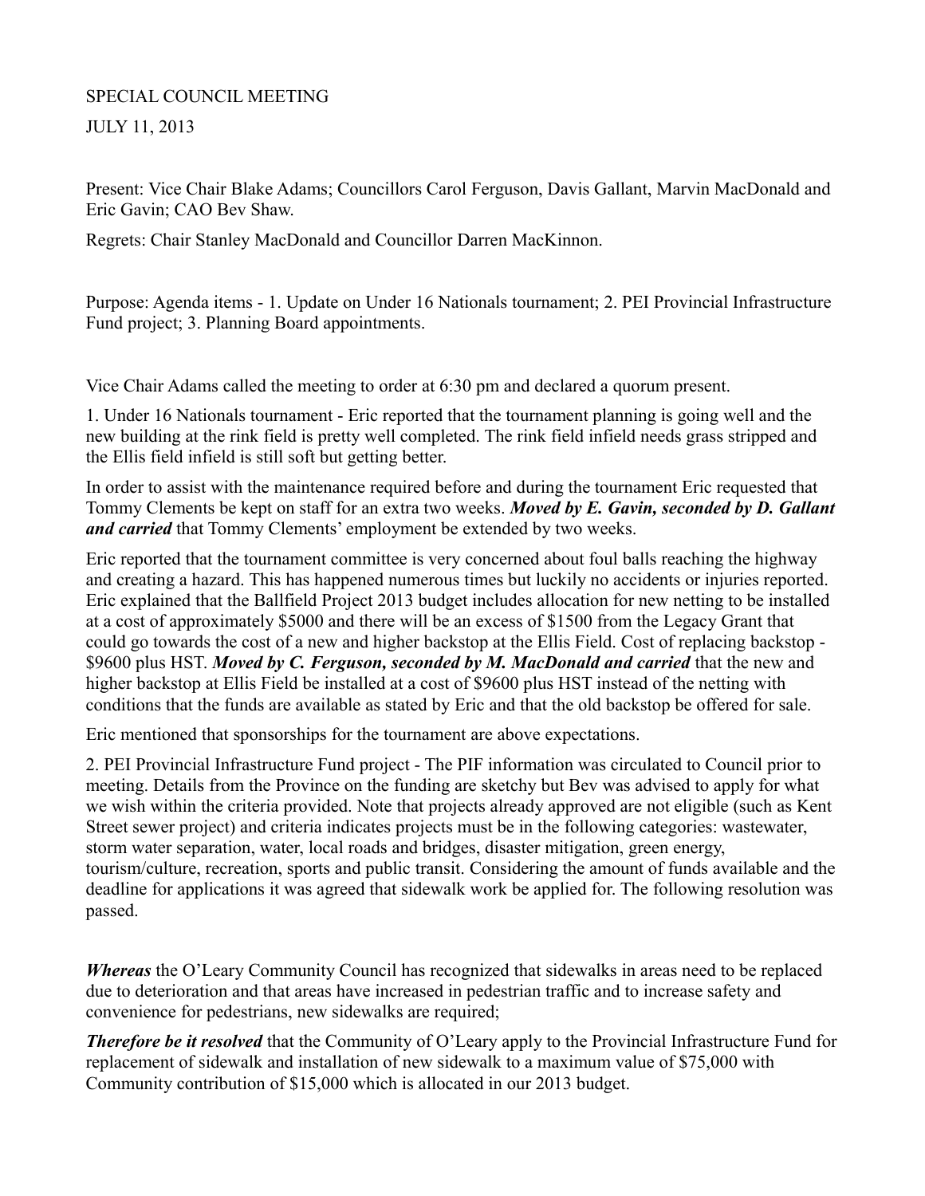SPECIAL COUNCIL MEETING

JULY 11, 2013

Present: Vice Chair Blake Adams; Councillors Carol Ferguson, Davis Gallant, Marvin MacDonald and Eric Gavin; CAO Bev Shaw.

Regrets: Chair Stanley MacDonald and Councillor Darren MacKinnon.

Purpose: Agenda items - 1. Update on Under 16 Nationals tournament; 2. PEI Provincial Infrastructure Fund project; 3. Planning Board appointments.

Vice Chair Adams called the meeting to order at 6:30 pm and declared a quorum present.

1. Under 16 Nationals tournament - Eric reported that the tournament planning is going well and the new building at the rink field is pretty well completed. The rink field infield needs grass stripped and the Ellis field infield is still soft but getting better.

In order to assist with the maintenance required before and during the tournament Eric requested that Tommy Clements be kept on staff for an extra two weeks. ***Moved by E. Gavin, seconded by D. Gallant and carried*** that Tommy Clements' employment be extended by two weeks.

Eric reported that the tournament committee is very concerned about foul balls reaching the highway and creating a hazard. This has happened numerous times but luckily no accidents or injuries reported. Eric explained that the Ballfield Project 2013 budget includes allocation for new netting to be installed at a cost of approximately $5000 and there will be an excess of $1500 from the Legacy Grant that could go towards the cost of a new and higher backstop at the Ellis Field. Cost of replacing backstop - $9600 plus HST. ***Moved by C. Ferguson, seconded by M. MacDonald and carried*** that the new and higher backstop at Ellis Field be installed at a cost of $9600 plus HST instead of the netting with conditions that the funds are available as stated by Eric and that the old backstop be offered for sale.

Eric mentioned that sponsorships for the tournament are above expectations.

2. PEI Provincial Infrastructure Fund project - The PIF information was circulated to Council prior to meeting. Details from the Province on the funding are sketchy but Bev was advised to apply for what we wish within the criteria provided. Note that projects already approved are not eligible (such as Kent Street sewer project) and criteria indicates projects must be in the following categories: wastewater, storm water separation, water, local roads and bridges, disaster mitigation, green energy, tourism/culture, recreation, sports and public transit. Considering the amount of funds available and the deadline for applications it was agreed that sidewalk work be applied for. The following resolution was passed.

***Whereas*** the O'Leary Community Council has recognized that sidewalks in areas need to be replaced due to deterioration and that areas have increased in pedestrian traffic and to increase safety and convenience for pedestrians, new sidewalks are required;

***Therefore be it resolved*** that the Community of O'Leary apply to the Provincial Infrastructure Fund for replacement of sidewalk and installation of new sidewalk to a maximum value of $75,000 with Community contribution of $15,000 which is allocated in our 2013 budget.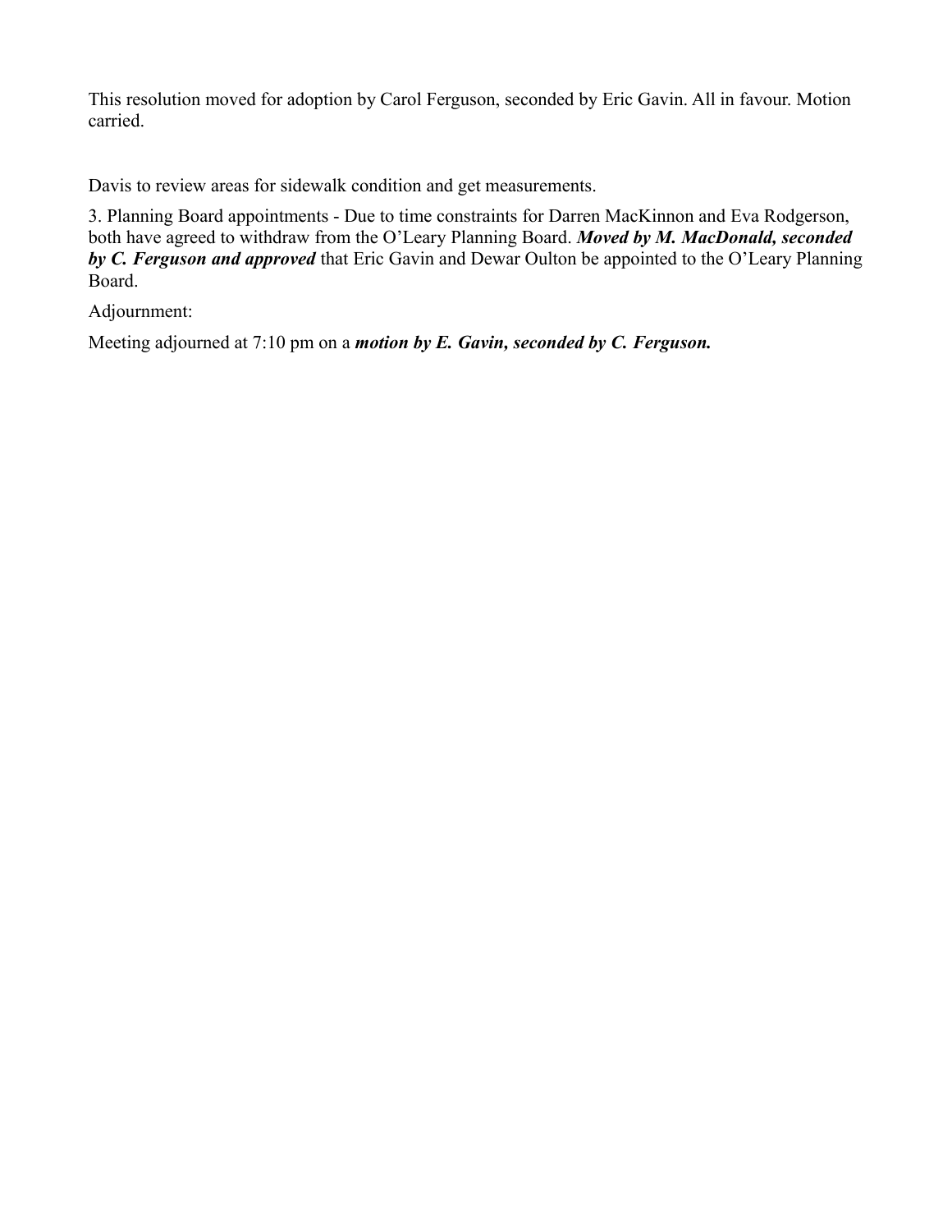This resolution moved for adoption by Carol Ferguson, seconded by Eric Gavin. All in favour. Motion carried.

Davis to review areas for sidewalk condition and get measurements.

3. Planning Board appointments - Due to time constraints for Darren MacKinnon and Eva Rodgerson, both have agreed to withdraw from the O'Leary Planning Board. ***Moved by M. MacDonald, seconded by C. Ferguson and approved*** that Eric Gavin and Dewar Oulton be appointed to the O'Leary Planning Board.

Adjournment:

Meeting adjourned at 7:10 pm on a ***motion by E. Gavin, seconded by C. Ferguson.***